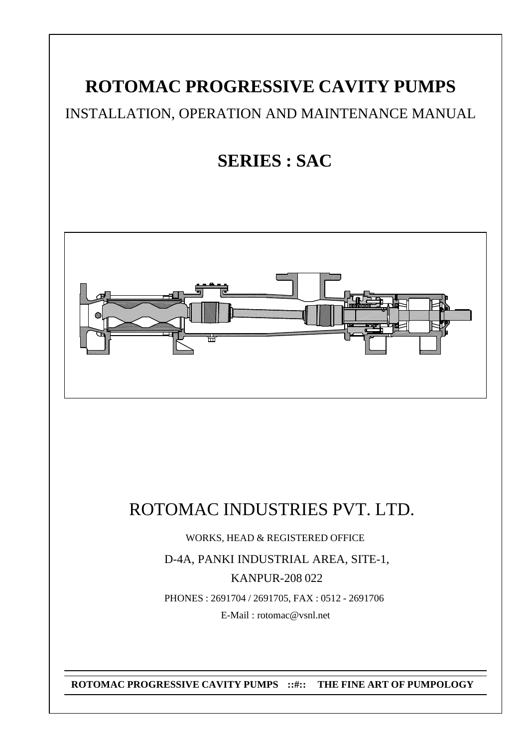# ROTOMAC PROGRESSIVE CAVITY PUMPS

INSTALLATION, OPERATION AND MAINTENANCE MANUAL

## SERIES : SAC

# ROTOMAC INDUSTRIES PVT. LTD.

WORKS, HEAD & REGISTERED OFFICE

D-4A, PANKI INDUSTRIAL AREA, SITE-1,

KANPUR-208 022

PHONES : 2691704 / 2691705, FAX : 0512 - 2691706

E-Mail : rotomac@vsnl.net

**ROTOMAC PROGRESSIVE CAVITY PUMPS ::#:: THE FINE ART OF PUMPOLOGY**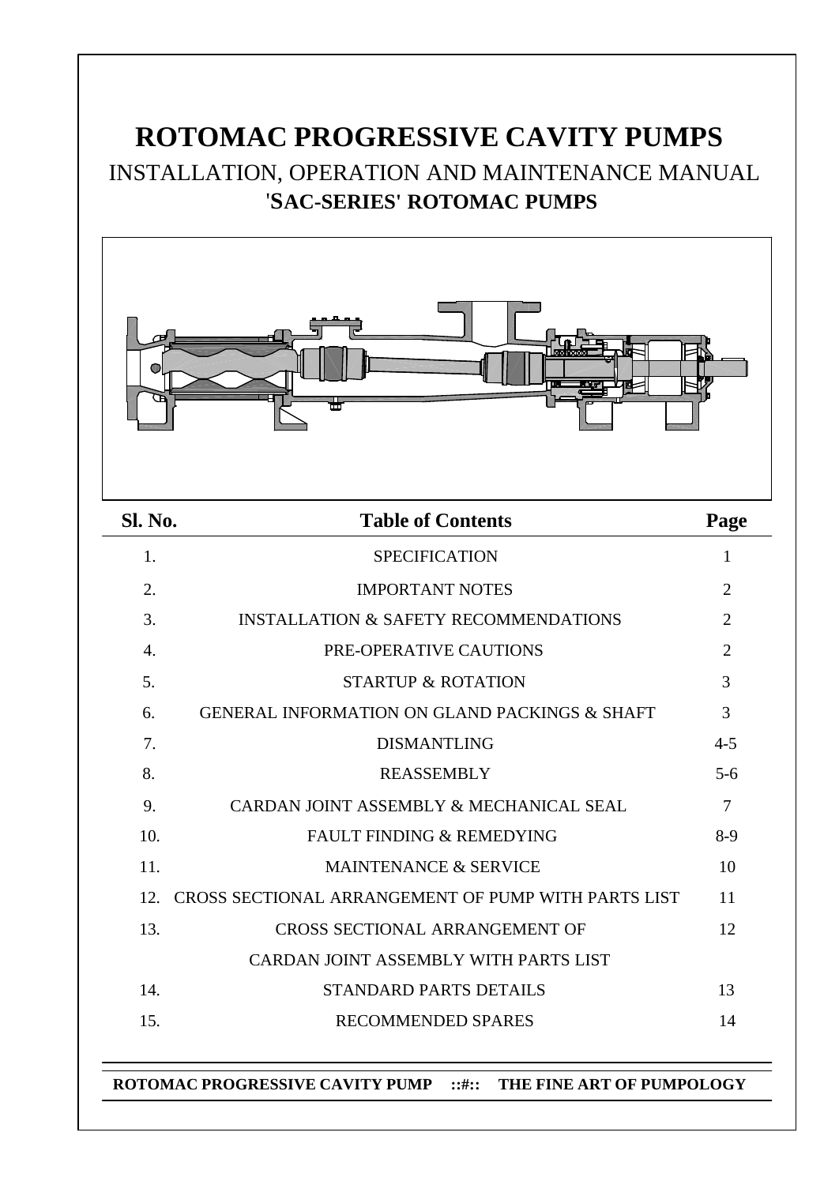# ROTOMAC PROGRESSIVE CAVITY PUMPS

## INSTALLATION, OPERATION AND MAINTENANCE MANUAL

## 'SAC-SERIES' ROTOMAC PUMPS

| Sl. No. | Table of Contents | Page |
|---|---|---|
| 1. | SPECIFICATION | 1 |
| 2. | IMPORTANT NOTES | 2 |
| 3. | INSTALLATION & SAFETY RECOMMENDATIONS | 2 |
| 4. | PRE-OPERATIVE CAUTIONS | 2 |
| 5. | STARTUP & ROTATION | 3 |
| 6. | GENERAL INFORMATION ON GLAND PACKINGS & SHAFT | 3 |
| 7. | DISMANTLING | 4-5 |
| 8. | REASSEMBLY | 5-6 |
| 9. | CARDAN JOINT ASSEMBLY & MECHANICAL SEAL | 7 |
| 10. | FAULT FINDING & REMEDYING | 8-9 |
| 11. | MAINTENANCE & SERVICE | 10 |
| 12. | CROSS SECTIONAL ARRANGEMENT OF PUMP WITH PARTS LIST | 11 |
| 13. | CROSS SECTIONAL ARRANGEMENT OF CARDAN JOINT ASSEMBLY WITH PARTS LIST | 12 |
| 14. | STANDARD PARTS DETAILS | 13 |
| 15. | RECOMMENDED SPARES | 14 |

**ROTOMAC PROGRESSIVE CAVITY PUMP ::#:: THE FINE ART OF PUMPOLOGY**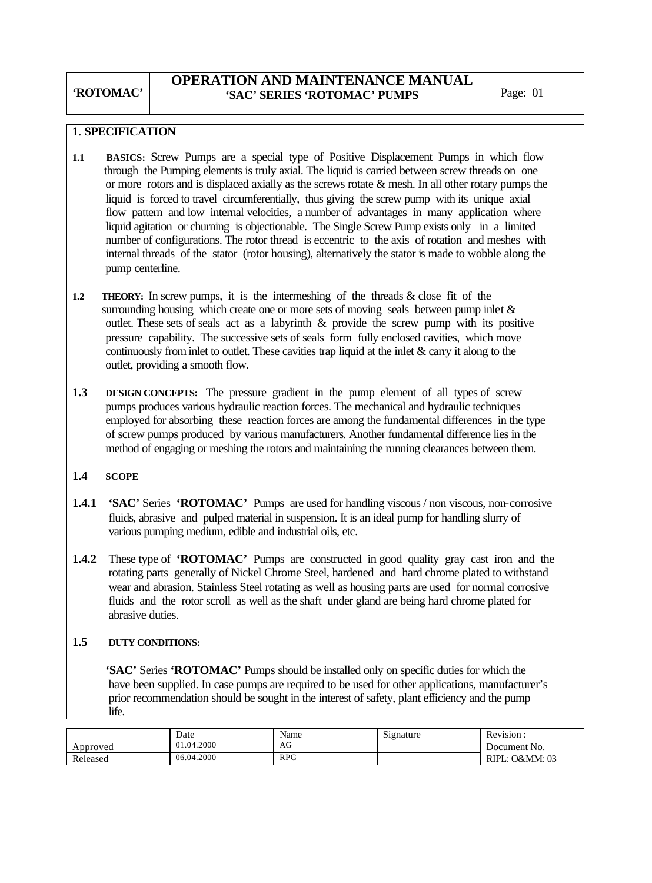## 1. SPECIFICATION

**1.1 BASICS:** Screw Pumps are a special type of Positive Displacement Pumps in which flow through the Pumping elements is truly axial. The liquid is carried between screw threads on one or more rotors and is displaced axially as the screws rotate & mesh. In all other rotary pumps the liquid is forced to travel circumferentially, thus giving the screw pump with its unique axial flow pattern and low internal velocities, a number of advantages in many application where liquid agitation or churning is objectionable. The Single Screw Pump exists only in a limited number of configurations. The rotor thread is eccentric to the axis of rotation and meshes with internal threads of the stator (rotor housing), alternatively the stator is made to wobble along the pump centerline.

**1.2 THEORY:** In screw pumps, it is the intermeshing of the threads & close fit of the surrounding housing which create one or more sets of moving seals between pump inlet & outlet. These sets of seals act as a labyrinth & provide the screw pump with its positive pressure capability. The successive sets of seals form fully enclosed cavities, which move continuously from inlet to outlet. These cavities trap liquid at the inlet & carry it along to the outlet, providing a smooth flow.

**1.3 DESIGN CONCEPTS:** The pressure gradient in the pump element of all types of screw pumps produces various hydraulic reaction forces. The mechanical and hydraulic techniques employed for absorbing these reaction forces are among the fundamental differences in the type of screw pumps produced by various manufacturers. Another fundamental difference lies in the method of engaging or meshing the rotors and maintaining the running clearances between them.

### 1.4 SCOPE

**1.4.1** **'SAC'** Series **'ROTOMAC'** Pumps are used for handling viscous / non viscous, non-corrosive fluids, abrasive and pulped material in suspension. It is an ideal pump for handling slurry of various pumping medium, edible and industrial oils, etc.

**1.4.2** These type of **'ROTOMAC'** Pumps are constructed in good quality gray cast iron and the rotating parts generally of Nickel Chrome Steel, hardened and hard chrome plated to withstand wear and abrasion. Stainless Steel rotating as well as housing parts are used for normal corrosive fluids and the rotor scroll as well as the shaft under gland are being hard chrome plated for abrasive duties.

### 1.5 DUTY CONDITIONS:

**'SAC'** Series **'ROTOMAC'** Pumps should be installed only on specific duties for which the have been supplied. In case pumps are required to be used for other applications, manufacturer's prior recommendation should be sought in the interest of safety, plant efficiency and the pump life.

| | Date | Name | Signature | Revision : |
|---|---|---|---|---|
| Approved | 01.04.2000 | AG | | Document No. |
| Released | 06.04.2000 | RPG | | RIPL: O&MM: 03 |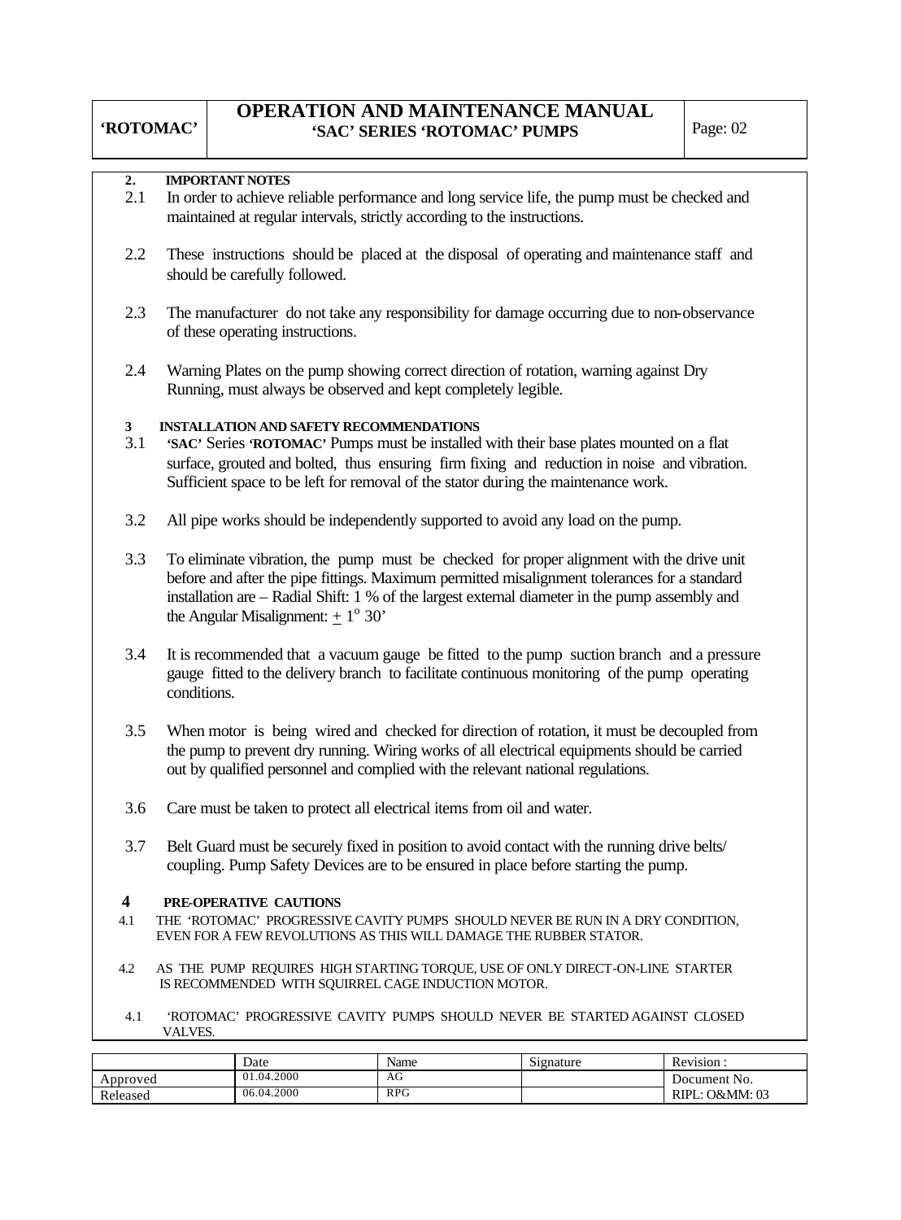## 2. IMPORTANT NOTES

2.1 In order to achieve reliable performance and long service life, the pump must be checked and maintained at regular intervals, strictly according to the instructions.

2.2 These instructions should be placed at the disposal of operating and maintenance staff and should be carefully followed.

2.3 The manufacturer do not take any responsibility for damage occurring due to non-observance of these operating instructions.

2.4 Warning Plates on the pump showing correct direction of rotation, warning against Dry Running, must always be observed and kept completely legible.

## 3 INSTALLATION AND SAFETY RECOMMENDATIONS

3.1 **'SAC'** Series **'ROTOMAC'** Pumps must be installed with their base plates mounted on a flat surface, grouted and bolted, thus ensuring firm fixing and reduction in noise and vibration. Sufficient space to be left for removal of the stator during the maintenance work.

3.2 All pipe works should be independently supported to avoid any load on the pump.

3.3 To eliminate vibration, the pump must be checked for proper alignment with the drive unit before and after the pipe fittings. Maximum permitted misalignment tolerances for a standard installation are – Radial Shift: 1 % of the largest external diameter in the pump assembly and the Angular Misalignment: $\pm 1^{o}$ 30'

3.4 It is recommended that a vacuum gauge be fitted to the pump suction branch and a pressure gauge fitted to the delivery branch to facilitate continuous monitoring of the pump operating conditions.

3.5 When motor is being wired and checked for direction of rotation, it must be decoupled from the pump to prevent dry running. Wiring works of all electrical equipments should be carried out by qualified personnel and complied with the relevant national regulations.

3.6 Care must be taken to protect all electrical items from oil and water.

3.7 Belt Guard must be securely fixed in position to avoid contact with the running drive belts/ coupling. Pump Safety Devices are to be ensured in place before starting the pump.

## 4 PRE-OPERATIVE CAUTIONS

4.1 THE 'ROTOMAC' PROGRESSIVE CAVITY PUMPS SHOULD NEVER BE RUN IN A DRY CONDITION, EVEN FOR A FEW REVOLUTIONS AS THIS WILL DAMAGE THE RUBBER STATOR.

4.2 AS THE PUMP REQUIRES HIGH STARTING TORQUE, USE OF ONLY DIRECT-ON-LINE STARTER IS RECOMMENDED WITH SQUIRREL CAGE INDUCTION MOTOR.

4.1 'ROTOMAC' PROGRESSIVE CAVITY PUMPS SHOULD NEVER BE STARTED AGAINST CLOSED VALVES.

| | Date | Name | Signature | Revision : |
|---|---|---|---|---|
| Approved | 01.04.2000 | AG | | Document No. |
| Released | 06.04.2000 | RPG | | RIPL: O&MM: 03 |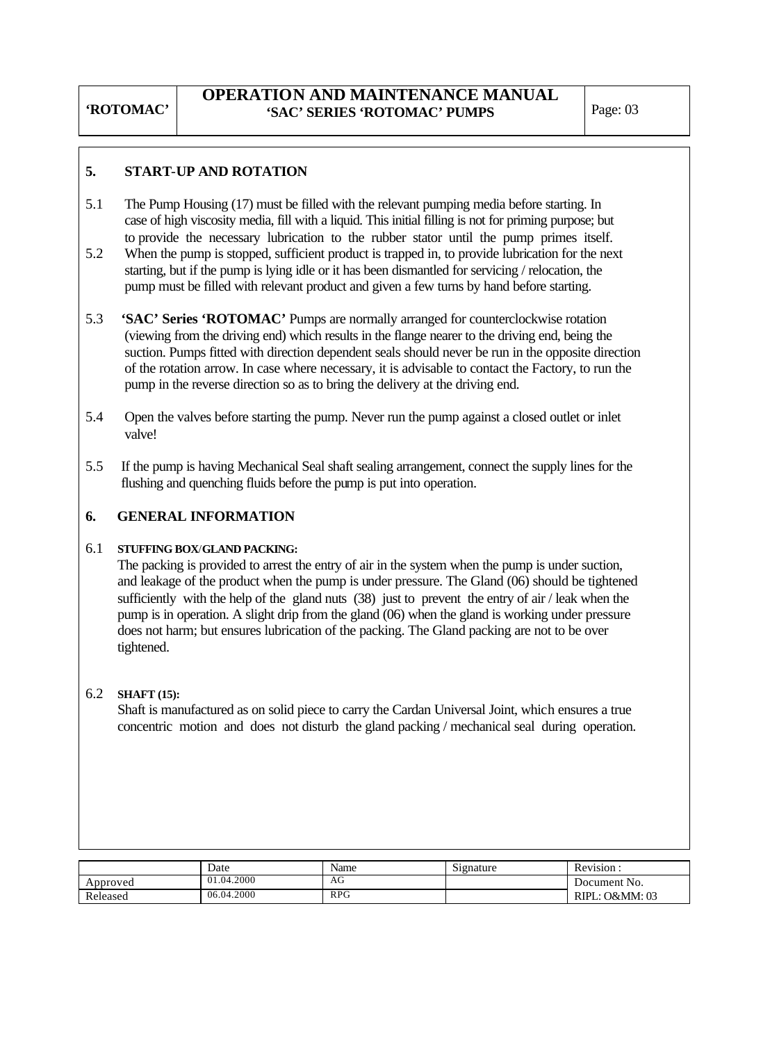## 5. START-UP AND ROTATION

5.1 The Pump Housing (17) must be filled with the relevant pumping media before starting. In case of high viscosity media, fill with a liquid. This initial filling is not for priming purpose; but to provide the necessary lubrication to the rubber stator until the pump primes itself.

5.2 When the pump is stopped, sufficient product is trapped in, to provide lubrication for the next starting, but if the pump is lying idle or it has been dismantled for servicing / relocation, the pump must be filled with relevant product and given a few turns by hand before starting.

5.3 **'SAC' Series 'ROTOMAC'** Pumps are normally arranged for counterclockwise rotation (viewing from the driving end) which results in the flange nearer to the driving end, being the suction. Pumps fitted with direction dependent seals should never be run in the opposite direction of the rotation arrow. In case where necessary, it is advisable to contact the Factory, to run the pump in the reverse direction so as to bring the delivery at the driving end.

5.4 Open the valves before starting the pump. Never run the pump against a closed outlet or inlet valve!

5.5 If the pump is having Mechanical Seal shaft sealing arrangement, connect the supply lines for the flushing and quenching fluids before the pump is put into operation.

## 6. GENERAL INFORMATION

6.1 **STUFFING BOX/GLAND PACKING:**

The packing is provided to arrest the entry of air in the system when the pump is under suction, and leakage of the product when the pump is under pressure. The Gland (06) should be tightened sufficiently with the help of the gland nuts (38) just to prevent the entry of air / leak when the pump is in operation. A slight drip from the gland (06) when the gland is working under pressure does not harm; but ensures lubrication of the packing. The Gland packing are not to be over tightened.

6.2 **SHAFT (15):**

Shaft is manufactured as on solid piece to carry the Cardan Universal Joint, which ensures a true concentric motion and does not disturb the gland packing / mechanical seal during operation.

| | Date | Name | Signature | Revision : |
|---|---|---|---|---|
| Approved | 01.04.2000 | AG | | Document No. |
| Released | 06.04.2000 | RPG | | RIPL: O&MM: 03 |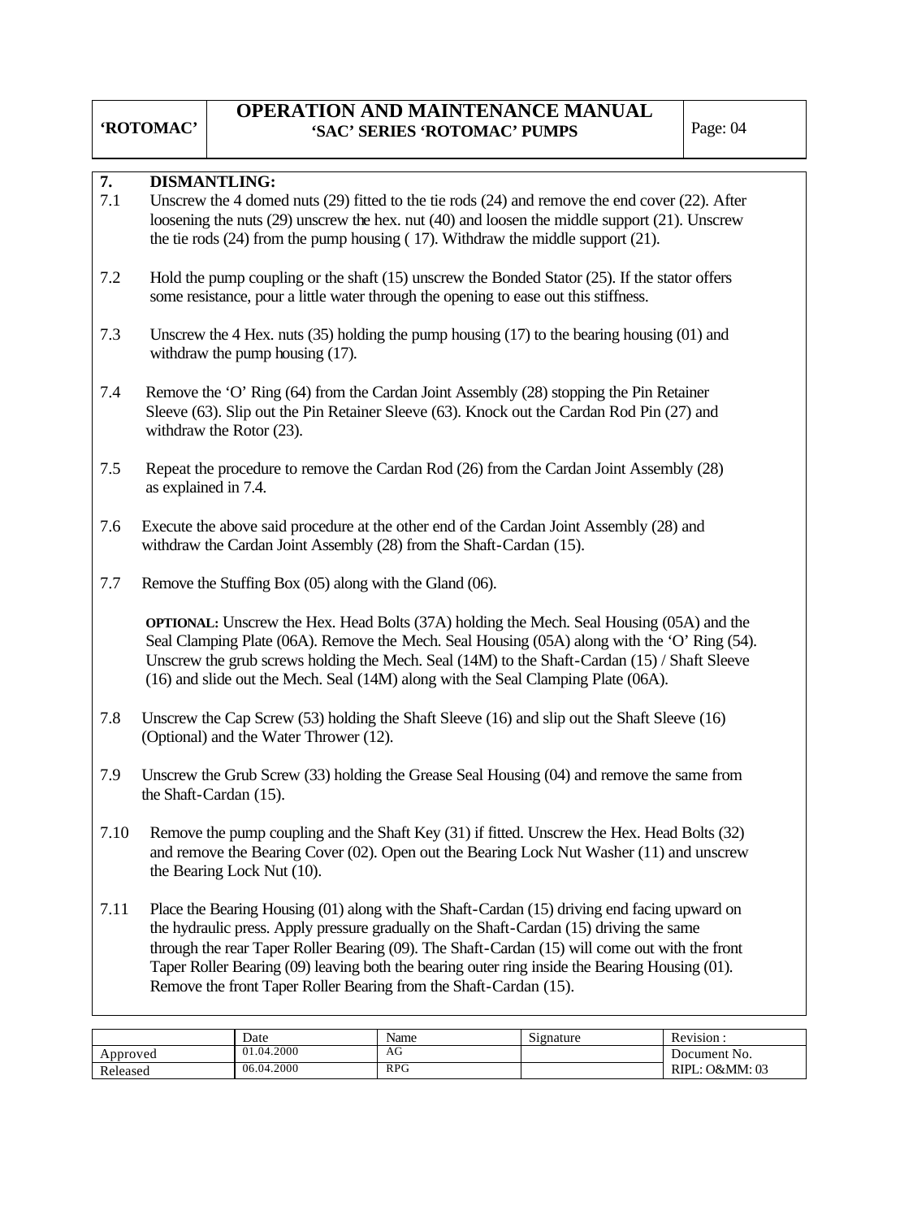## 7. DISMANTLING:

7.1 Unscrew the 4 domed nuts (29) fitted to the tie rods (24) and remove the end cover (22). After loosening the nuts (29) unscrew the hex. nut (40) and loosen the middle support (21). Unscrew the tie rods (24) from the pump housing ( 17). Withdraw the middle support (21).

7.2 Hold the pump coupling or the shaft (15) unscrew the Bonded Stator (25). If the stator offers some resistance, pour a little water through the opening to ease out this stiffness.

7.3 Unscrew the 4 Hex. nuts (35) holding the pump housing (17) to the bearing housing (01) and withdraw the pump housing (17).

7.4 Remove the 'O' Ring (64) from the Cardan Joint Assembly (28) stopping the Pin Retainer Sleeve (63). Slip out the Pin Retainer Sleeve (63). Knock out the Cardan Rod Pin (27) and withdraw the Rotor (23).

7.5 Repeat the procedure to remove the Cardan Rod (26) from the Cardan Joint Assembly (28) as explained in 7.4.

7.6 Execute the above said procedure at the other end of the Cardan Joint Assembly (28) and withdraw the Cardan Joint Assembly (28) from the Shaft-Cardan (15).

7.7 Remove the Stuffing Box (05) along with the Gland (06).

**OPTIONAL:** Unscrew the Hex. Head Bolts (37A) holding the Mech. Seal Housing (05A) and the Seal Clamping Plate (06A). Remove the Mech. Seal Housing (05A) along with the 'O' Ring (54). Unscrew the grub screws holding the Mech. Seal (14M) to the Shaft-Cardan (15) / Shaft Sleeve (16) and slide out the Mech. Seal (14M) along with the Seal Clamping Plate (06A).

7.8 Unscrew the Cap Screw (53) holding the Shaft Sleeve (16) and slip out the Shaft Sleeve (16) (Optional) and the Water Thrower (12).

7.9 Unscrew the Grub Screw (33) holding the Grease Seal Housing (04) and remove the same from the Shaft-Cardan (15).

7.10 Remove the pump coupling and the Shaft Key (31) if fitted. Unscrew the Hex. Head Bolts (32) and remove the Bearing Cover (02). Open out the Bearing Lock Nut Washer (11) and unscrew the Bearing Lock Nut (10).

7.11 Place the Bearing Housing (01) along with the Shaft-Cardan (15) driving end facing upward on the hydraulic press. Apply pressure gradually on the Shaft-Cardan (15) driving the same through the rear Taper Roller Bearing (09). The Shaft-Cardan (15) will come out with the front Taper Roller Bearing (09) leaving both the bearing outer ring inside the Bearing Housing (01). Remove the front Taper Roller Bearing from the Shaft-Cardan (15).

| | Date | Name | Signature | Revision : |
|---|---|---|---|---|
| Approved | 01.04.2000 | AG | | Document No. |
| Released | 06.04.2000 | RPG | | RIPL: O&MM: 03 |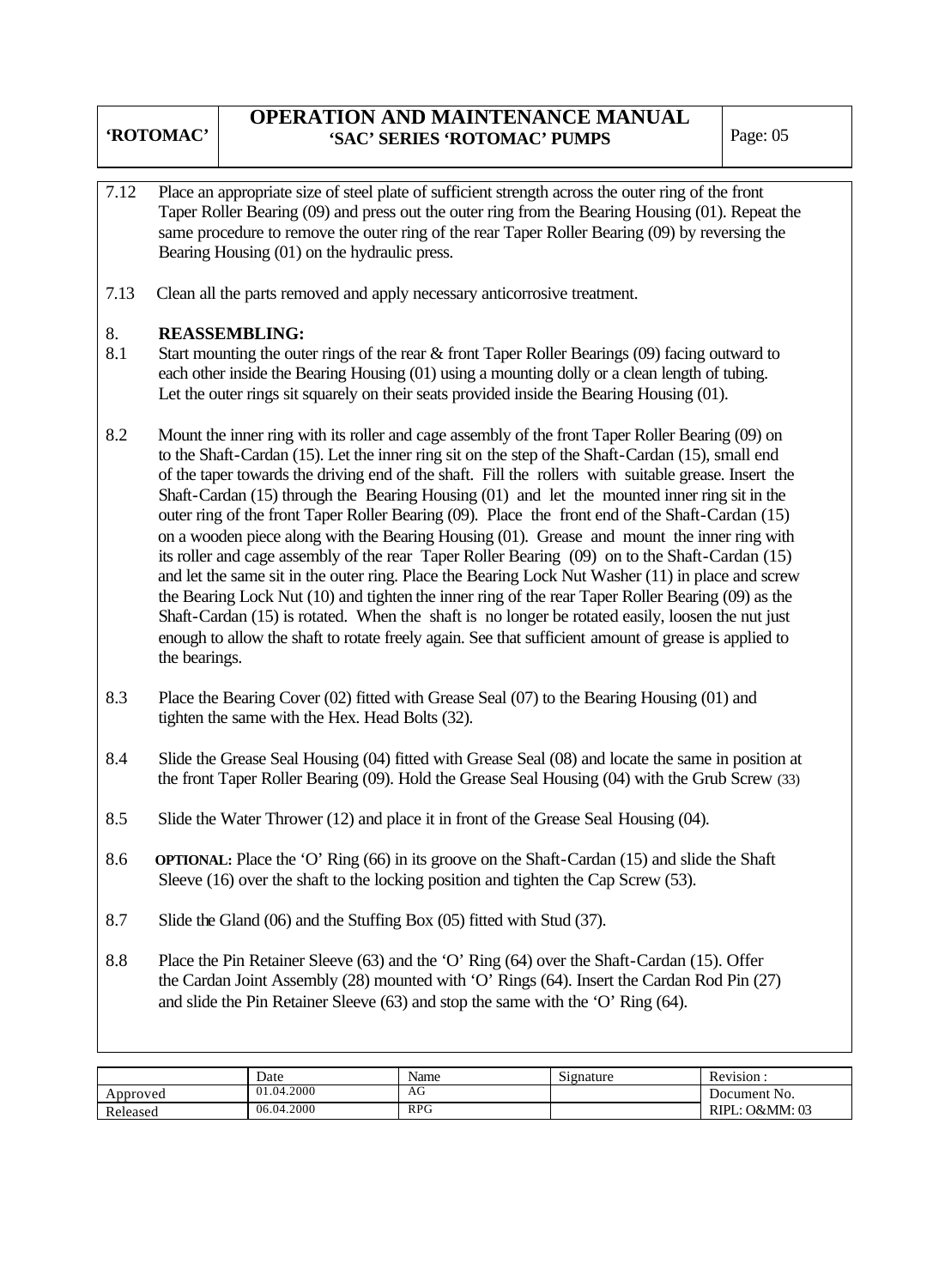7.12 Place an appropriate size of steel plate of sufficient strength across the outer ring of the front Taper Roller Bearing (09) and press out the outer ring from the Bearing Housing (01). Repeat the same procedure to remove the outer ring of the rear Taper Roller Bearing (09) by reversing the Bearing Housing (01) on the hydraulic press.

7.13 Clean all the parts removed and apply necessary anticorrosive treatment.

## 8. REASSEMBLING:

8.1 Start mounting the outer rings of the rear & front Taper Roller Bearings (09) facing outward to each other inside the Bearing Housing (01) using a mounting dolly or a clean length of tubing. Let the outer rings sit squarely on their seats provided inside the Bearing Housing (01).

8.2 Mount the inner ring with its roller and cage assembly of the front Taper Roller Bearing (09) on to the Shaft-Cardan (15). Let the inner ring sit on the step of the Shaft-Cardan (15), small end of the taper towards the driving end of the shaft. Fill the rollers with suitable grease. Insert the Shaft-Cardan (15) through the Bearing Housing (01) and let the mounted inner ring sit in the outer ring of the front Taper Roller Bearing (09). Place the front end of the Shaft-Cardan (15) on a wooden piece along with the Bearing Housing (01). Grease and mount the inner ring with its roller and cage assembly of the rear Taper Roller Bearing (09) on to the Shaft-Cardan (15) and let the same sit in the outer ring. Place the Bearing Lock Nut Washer (11) in place and screw the Bearing Lock Nut (10) and tighten the inner ring of the rear Taper Roller Bearing (09) as the Shaft-Cardan (15) is rotated. When the shaft is no longer be rotated easily, loosen the nut just enough to allow the shaft to rotate freely again. See that sufficient amount of grease is applied to the bearings.

8.3 Place the Bearing Cover (02) fitted with Grease Seal (07) to the Bearing Housing (01) and tighten the same with the Hex. Head Bolts (32).

8.4 Slide the Grease Seal Housing (04) fitted with Grease Seal (08) and locate the same in position at the front Taper Roller Bearing (09). Hold the Grease Seal Housing (04) with the Grub Screw (33)

8.5 Slide the Water Thrower (12) and place it in front of the Grease Seal Housing (04).

8.6 **OPTIONAL:** Place the 'O' Ring (66) in its groove on the Shaft-Cardan (15) and slide the Shaft Sleeve (16) over the shaft to the locking position and tighten the Cap Screw (53).

8.7 Slide the Gland (06) and the Stuffing Box (05) fitted with Stud (37).

8.8 Place the Pin Retainer Sleeve (63) and the 'O' Ring (64) over the Shaft-Cardan (15). Offer the Cardan Joint Assembly (28) mounted with 'O' Rings (64). Insert the Cardan Rod Pin (27) and slide the Pin Retainer Sleeve (63) and stop the same with the 'O' Ring (64).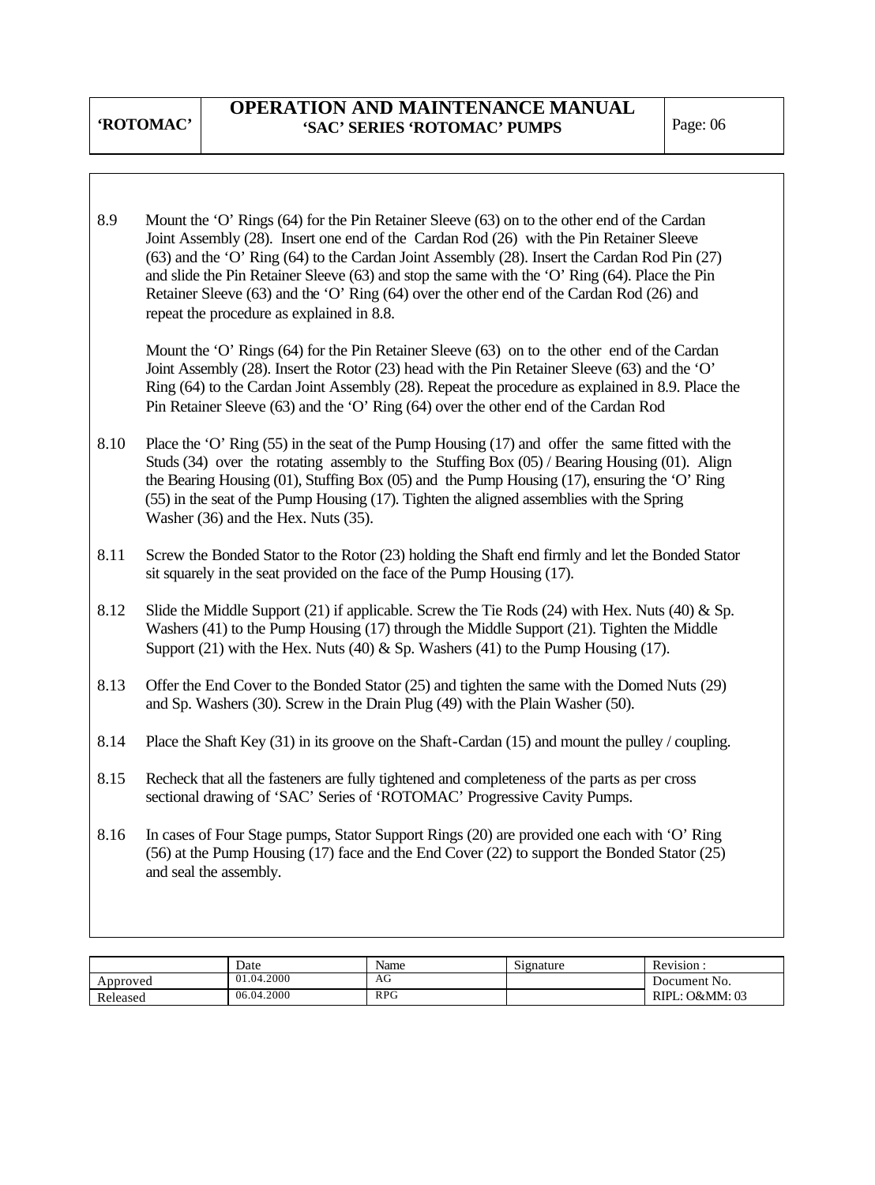8.9 Mount the 'O' Rings (64) for the Pin Retainer Sleeve (63) on to the other end of the Cardan Joint Assembly (28). Insert one end of the Cardan Rod (26) with the Pin Retainer Sleeve (63) and the 'O' Ring (64) to the Cardan Joint Assembly (28). Insert the Cardan Rod Pin (27) and slide the Pin Retainer Sleeve (63) and stop the same with the 'O' Ring (64). Place the Pin Retainer Sleeve (63) and the 'O' Ring (64) over the other end of the Cardan Rod (26) and repeat the procedure as explained in 8.8.

Mount the 'O' Rings (64) for the Pin Retainer Sleeve (63) on to the other end of the Cardan Joint Assembly (28). Insert the Rotor (23) head with the Pin Retainer Sleeve (63) and the 'O' Ring (64) to the Cardan Joint Assembly (28). Repeat the procedure as explained in 8.9. Place the Pin Retainer Sleeve (63) and the 'O' Ring (64) over the other end of the Cardan Rod

8.10 Place the 'O' Ring (55) in the seat of the Pump Housing (17) and offer the same fitted with the Studs (34) over the rotating assembly to the Stuffing Box (05) / Bearing Housing (01). Align the Bearing Housing (01), Stuffing Box (05) and the Pump Housing (17), ensuring the 'O' Ring (55) in the seat of the Pump Housing (17). Tighten the aligned assemblies with the Spring Washer (36) and the Hex. Nuts (35).

8.11 Screw the Bonded Stator to the Rotor (23) holding the Shaft end firmly and let the Bonded Stator sit squarely in the seat provided on the face of the Pump Housing (17).

8.12 Slide the Middle Support (21) if applicable. Screw the Tie Rods (24) with Hex. Nuts (40) & Sp. Washers (41) to the Pump Housing (17) through the Middle Support (21). Tighten the Middle Support (21) with the Hex. Nuts (40) & Sp. Washers (41) to the Pump Housing (17).

8.13 Offer the End Cover to the Bonded Stator (25) and tighten the same with the Domed Nuts (29) and Sp. Washers (30). Screw in the Drain Plug (49) with the Plain Washer (50).

8.14 Place the Shaft Key (31) in its groove on the Shaft-Cardan (15) and mount the pulley / coupling.

8.15 Recheck that all the fasteners are fully tightened and completeness of the parts as per cross sectional drawing of 'SAC' Series of 'ROTOMAC' Progressive Cavity Pumps.

8.16 In cases of Four Stage pumps, Stator Support Rings (20) are provided one each with 'O' Ring (56) at the Pump Housing (17) face and the End Cover (22) to support the Bonded Stator (25) and seal the assembly.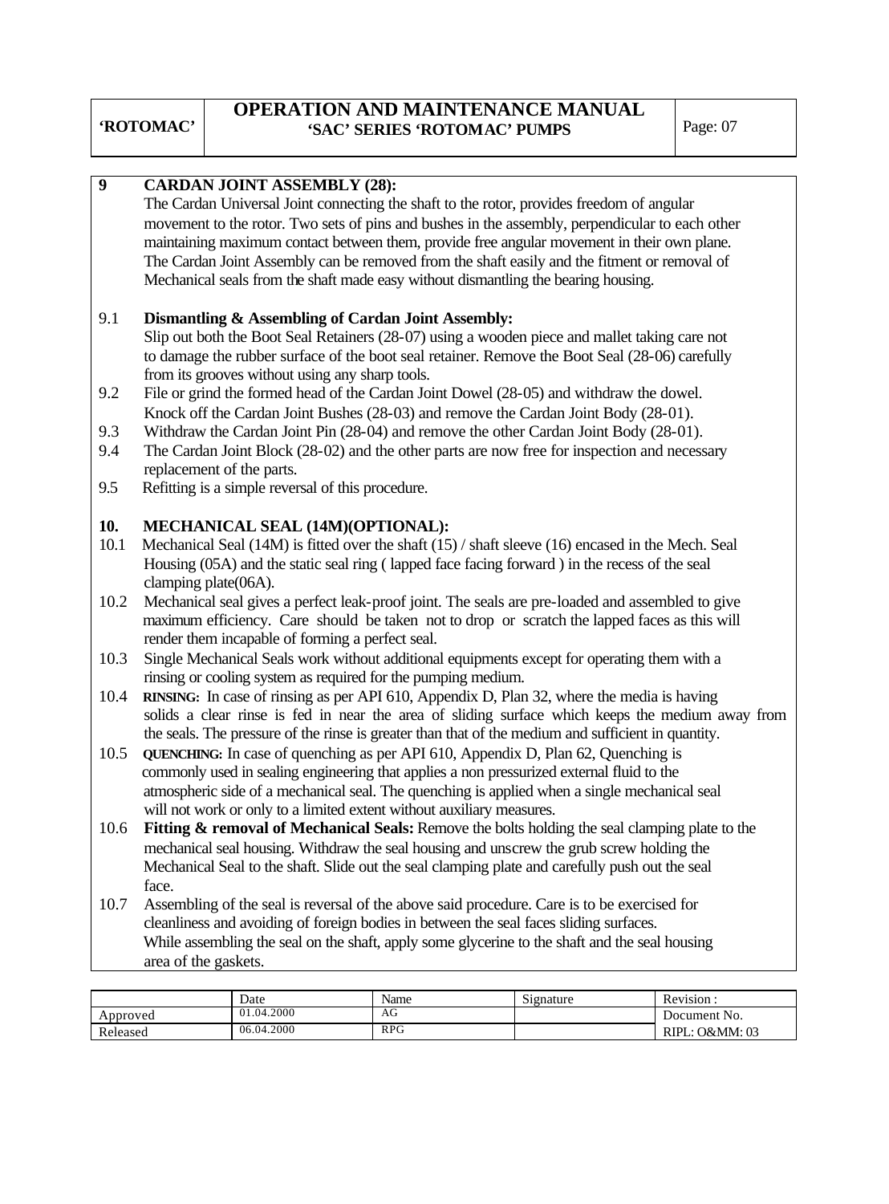## 9 CARDAN JOINT ASSEMBLY (28):

The Cardan Universal Joint connecting the shaft to the rotor, provides freedom of angular movement to the rotor. Two sets of pins and bushes in the assembly, perpendicular to each other maintaining maximum contact between them, provide free angular movement in their own plane. The Cardan Joint Assembly can be removed from the shaft easily and the fitment or removal of Mechanical seals from the shaft made easy without dismantling the bearing housing.

9.1 **Dismantling & Assembling of Cardan Joint Assembly:**
Slip out both the Boot Seal Retainers (28-07) using a wooden piece and mallet taking care not to damage the rubber surface of the boot seal retainer. Remove the Boot Seal (28-06) carefully from its grooves without using any sharp tools.

9.2 File or grind the formed head of the Cardan Joint Dowel (28-05) and withdraw the dowel. Knock off the Cardan Joint Bushes (28-03) and remove the Cardan Joint Body (28-01).

9.3 Withdraw the Cardan Joint Pin (28-04) and remove the other Cardan Joint Body (28-01).

9.4 The Cardan Joint Block (28-02) and the other parts are now free for inspection and necessary replacement of the parts.

9.5 Refitting is a simple reversal of this procedure.

## 10. MECHANICAL SEAL (14M)(OPTIONAL):

10.1 Mechanical Seal (14M) is fitted over the shaft (15) / shaft sleeve (16) encased in the Mech. Seal Housing (05A) and the static seal ring ( lapped face facing forward ) in the recess of the seal clamping plate(06A).

10.2 Mechanical seal gives a perfect leak-proof joint. The seals are pre-loaded and assembled to give maximum efficiency. Care should be taken not to drop or scratch the lapped faces as this will render them incapable of forming a perfect seal.

10.3 Single Mechanical Seals work without additional equipments except for operating them with a rinsing or cooling system as required for the pumping medium.

10.4 **RINSING:** In case of rinsing as per API 610, Appendix D, Plan 32, where the media is having solids a clear rinse is fed in near the area of sliding surface which keeps the medium away from the seals. The pressure of the rinse is greater than that of the medium and sufficient in quantity.

10.5 **QUENCHING:** In case of quenching as per API 610, Appendix D, Plan 62, Quenching is commonly used in sealing engineering that applies a non pressurized external fluid to the atmospheric side of a mechanical seal. The quenching is applied when a single mechanical seal will not work or only to a limited extent without auxiliary measures.

10.6 **Fitting & removal of Mechanical Seals:** Remove the bolts holding the seal clamping plate to the mechanical seal housing. Withdraw the seal housing and unscrew the grub screw holding the Mechanical Seal to the shaft. Slide out the seal clamping plate and carefully push out the seal face.

10.7 Assembling of the seal is reversal of the above said procedure. Care is to be exercised for cleanliness and avoiding of foreign bodies in between the seal faces sliding surfaces. While assembling the seal on the shaft, apply some glycerine to the shaft and the seal housing area of the gaskets.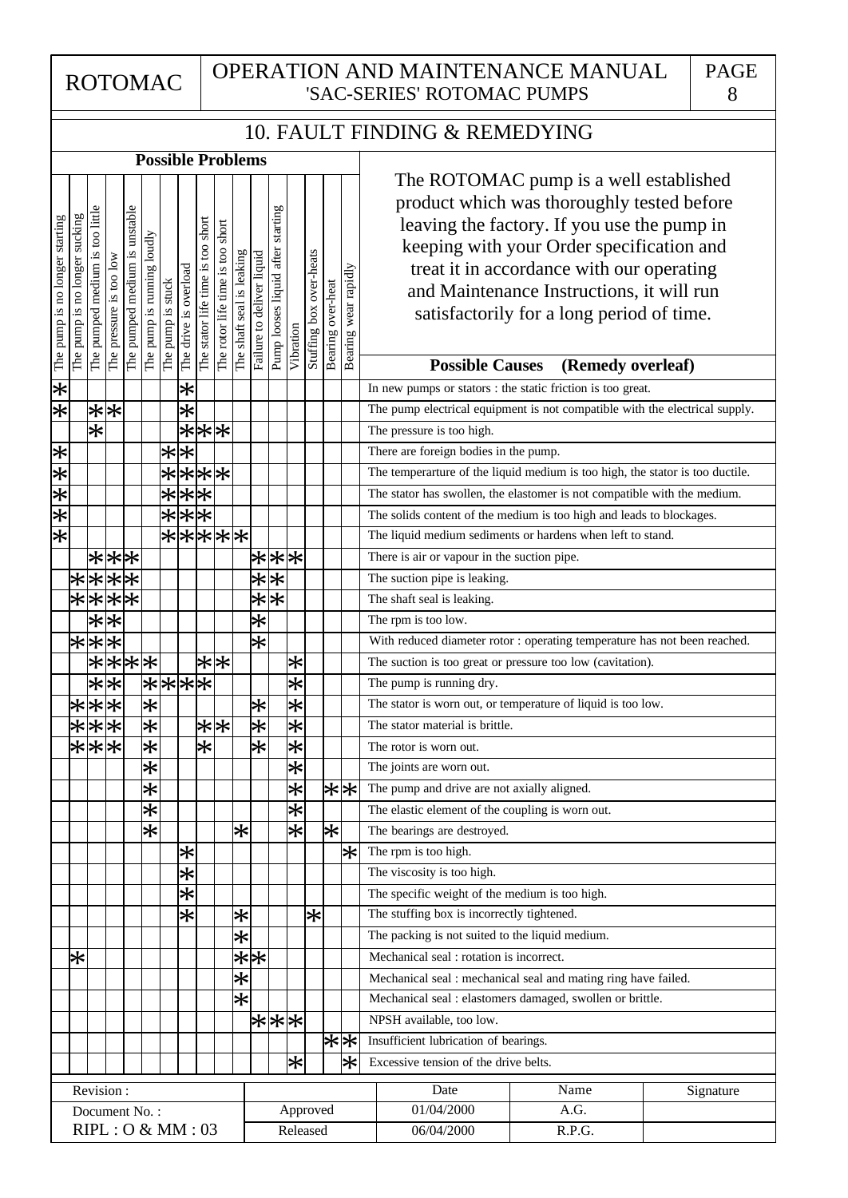# 10. FAULT FINDING & REMEDYING

The ROTOMAC pump is a well established product which was thoroughly tested before leaving the factory. If you use the pump in keeping with your Order specification and treat it in accordance with our operating and Maintenance Instructions, it will run satisfactorily for a long period of time.

| Possible Problems | | | | | | | | | | | | | | | | | |
|---|---|---|---|---|---|---|---|---|---|---|---|---|---|---|---|---|---|
| The pump is no longer starting | The pump is no longer sucking | The pumped medium is too little | The pressure is too low | The pumped medium is unstable | The pump is running loudly | The pump is stuck | The drive is overload | The stator life time is too short | The rotor life time is too short | The shaft seal is leaking | Failure to deliver liquid | Pump looses liquid after starting | Vibration | Stuffing box over-heats | Bearing over-heat | Bearing wear rapidly | **Possible Causes (Remedy overleaf)** |
| * | | | | | | | * | | | | | | | | | | In new pumps or stators : the static friction is too great. |
| * | | * | * | | | | * | | | | | | | | | | The pump electrical equipment is not compatible with the electrical supply. |
| | | * | | | | | * | * | * | | | | | | | | The pressure is too high. |
| * | | | | | | * | * | | | | | | | | | | There are foreign bodies in the pump. |
| * | | | | | | * | * | * | * | | | | | | | | The temperarture of the liquid medium is too high, the stator is too ductile. |
| * | | | | | | * | * | * | | | | | | | | | The stator has swollen, the elastomer is not compatible with the medium. |
| * | | | | | | * | * | * | | | | | | | | | The solids content of the medium is too high and leads to blockages. |
| * | | | | | | * | * | * | * | * | | | | | | | The liquid medium sediments or hardens when left to stand. |
| | | * | * | * | | | | | | | * | * | * | | | | There is air or vapour in the suction pipe. |
| | * | * | * | * | | | | | | | * | * | | | | | The suction pipe is leaking. |
| | * | * | * | * | | | | | | | * | * | | | | | The shaft seal is leaking. |
| | | * | * | | | | | | | | * | | | | | | The rpm is too low. |
| | * | * | * | | | | | | | | * | | | | | | With reduced diameter rotor : operating temperature has not been reached. |
| | | * | * | * | * | | | * | * | | | | * | | | | The suction is too great or pressure too low (cavitation). |
| | | * | * | | * | * | * | * | | | | | * | | | | The pump is running dry. |
| | * | * | * | | * | | | | | | * | | * | | | | The stator is worn out, or temperature of liquid is too low. |
| | * | * | * | | * | | | * | * | | * | | * | | | | The stator material is brittle. |
| | * | * | * | | * | | | * | | | * | | * | | | | The rotor is worn out. |
| | | | | | * | | | | | | | | * | | | | The joints are worn out. |
| | | | | | * | | | | | | | | * | | * | * | The pump and drive are not axially aligned. |
| | | | | | * | | | | | | | | * | | | | The elastic element of the coupling is worn out. |
| | | | | | * | | | | | * | | | * | | * | | The bearings are destroyed. |
| | | | | | | | * | | | | | | | | | * | The rpm is too high. |
| | | | | | | | * | | | | | | | | | | The viscosity is too high. |
| | | | | | | | * | | | | | | | | | | The specific weight of the medium is too high. |
| | | | | | | | * | | | * | | | | * | | | The stuffing box is incorrectly tightened. |
| | | | | | | | | | | * | | | | | | | The packing is not suited to the liquid medium. |
| | * | | | | | | | | | * | * | | | | | | Mechanical seal : rotation is incorrect. |
| | | | | | | | | | | * | | | | | | | Mechanical seal : mechanical seal and mating ring have failed. |
| | | | | | | | | | | * | | | | | | | Mechanical seal : elastomers damaged, swollen or brittle. |
| | | | | | | | | | | | * | * | * | | | | NPSH available, too low. |
| | | | | | | | | | | | | | | | * | * | Insufficient lubrication of bearings. |
| | | | | | | | | | | | | | * | | | * | Excessive tension of the drive belts. |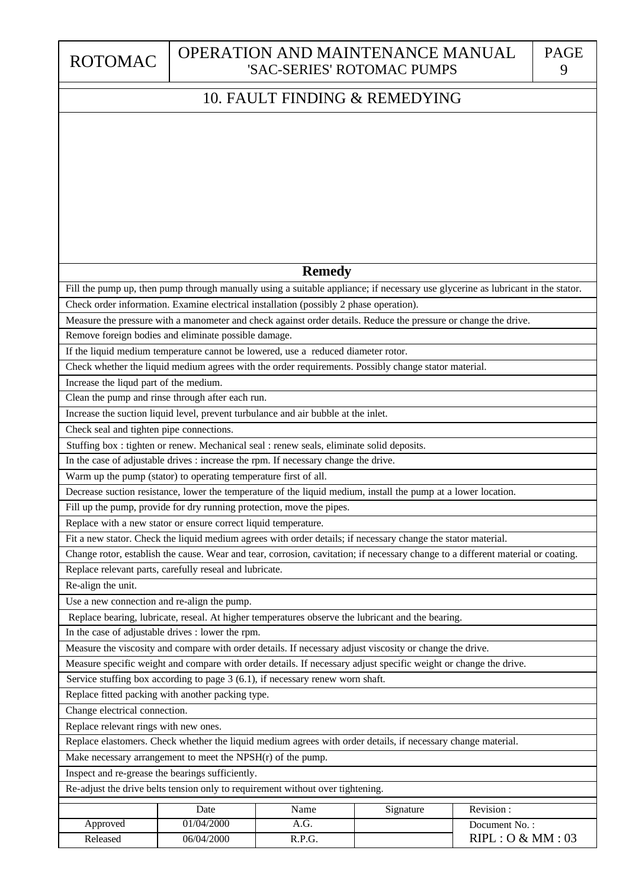## 10. FAULT FINDING & REMEDYING

| Remedy |
|---|
| Fill the pump up, then pump through manually using a suitable appliance; if necessary use glycerine as lubricant in the stator. |
| Check order information. Examine electrical installation (possibly 2 phase operation). |
| Measure the pressure with a manometer and check against order details. Reduce the pressure or change the drive. |
| Remove foreign bodies and eliminate possible damage. |
| If the liquid medium temperature cannot be lowered, use a reduced diameter rotor. |
| Check whether the liquid medium agrees with the order requirements. Possibly change stator material. |
| Increase the liqud part of the medium. |
| Clean the pump and rinse through after each run. |
| Increase the suction liquid level, prevent turbulance and air bubble at the inlet. |
| Check seal and tighten pipe connections. |
| Stuffing box : tighten or renew. Mechanical seal : renew seals, eliminate solid deposits. |
| In the case of adjustable drives : increase the rpm. If necessary change the drive. |
| Warm up the pump (stator) to operating temperature first of all. |
| Decrease suction resistance, lower the temperature of the liquid medium, install the pump at a lower location. |
| Fill up the pump, provide for dry running protection, move the pipes. |
| Replace with a new stator or ensure correct liquid temperature. |
| Fit a new stator. Check the liquid medium agrees with order details; if necessary change the stator material. |
| Change rotor, establish the cause. Wear and tear, corrosion, cavitation; if necessary change to a different material or coating. |
| Replace relevant parts, carefully reseal and lubricate. |
| Re-align the unit. |
| Use a new connection and re-align the pump. |
| Replace bearing, lubricate, reseal. At higher temperatures observe the lubricant and the bearing. |
| In the case of adjustable drives : lower the rpm. |
| Measure the viscosity and compare with order details. If necessary adjust viscosity or change the drive. |
| Measure specific weight and compare with order details. If necessary adjust specific weight or change the drive. |
| Service stuffing box according to page 3 (6.1), if necessary renew worn shaft. |
| Replace fitted packing with another packing type. |
| Change electrical connection. |
| Replace relevant rings with new ones. |
| Replace elastomers. Check whether the liquid medium agrees with order details, if necessary change material. |
| Make necessary arrangement to meet the NPSH(r) of the pump. |
| Inspect and re-grease the bearings sufficiently. |
| Re-adjust the drive belts tension only to requirement without over tightening. |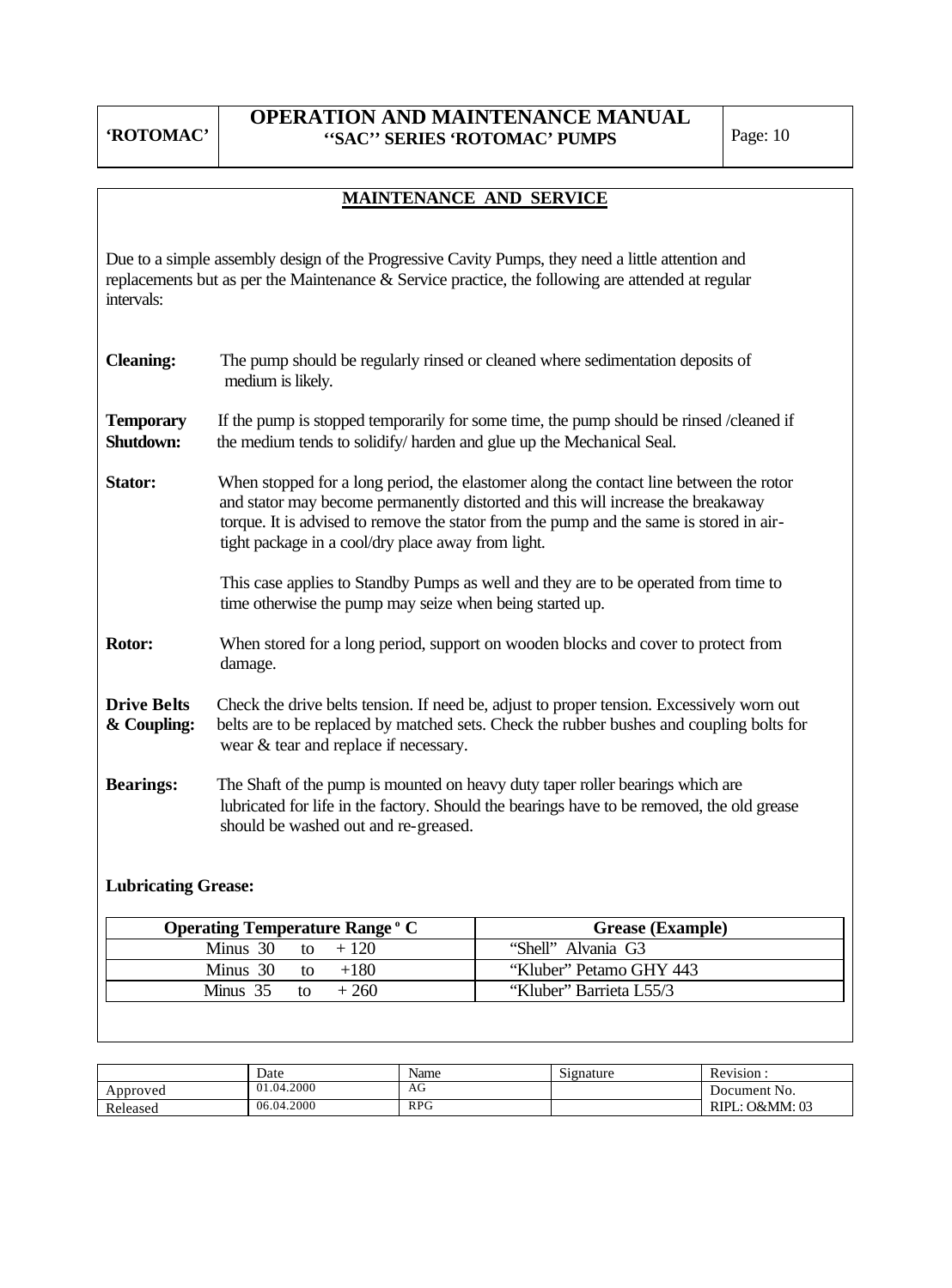## MAINTENANCE AND SERVICE

Due to a simple assembly design of the Progressive Cavity Pumps, they need a little attention and replacements but as per the Maintenance & Service practice, the following are attended at regular intervals:

**Cleaning:** The pump should be regularly rinsed or cleaned where sedimentation deposits of medium is likely.

**Temporary Shutdown:** If the pump is stopped temporarily for some time, the pump should be rinsed /cleaned if the medium tends to solidify/ harden and glue up the Mechanical Seal.

**Stator:** When stopped for a long period, the elastomer along the contact line between the rotor and stator may become permanently distorted and this will increase the breakaway torque. It is advised to remove the stator from the pump and the same is stored in air-tight package in a cool/dry place away from light.

This case applies to Standby Pumps as well and they are to be operated from time to time otherwise the pump may seize when being started up.

**Rotor:** When stored for a long period, support on wooden blocks and cover to protect from damage.

**Drive Belts & Coupling:** Check the drive belts tension. If need be, adjust to proper tension. Excessively worn out belts are to be replaced by matched sets. Check the rubber bushes and coupling bolts for wear & tear and replace if necessary.

**Bearings:** The Shaft of the pump is mounted on heavy duty taper roller bearings which are lubricated for life in the factory. Should the bearings have to be removed, the old grease should be washed out and re-greased.

**Lubricating Grease:**

| Operating Temperature Range ° C | Grease (Example) |
|---|---|
| Minus 30 to + 120 | "Shell" Alvania G3 |
| Minus 30 to +180 | "Kluber" Petamo GHY 443 |
| Minus 35 to + 260 | "Kluber" Barrieta L55/3 |

| | Date | Name | Signature | Revision : |
|---|---|---|---|---|
| Approved | 01.04.2000 | AG | | Document No. |
| Released | 06.04.2000 | RPG | | RIPL: O&MM: 03 |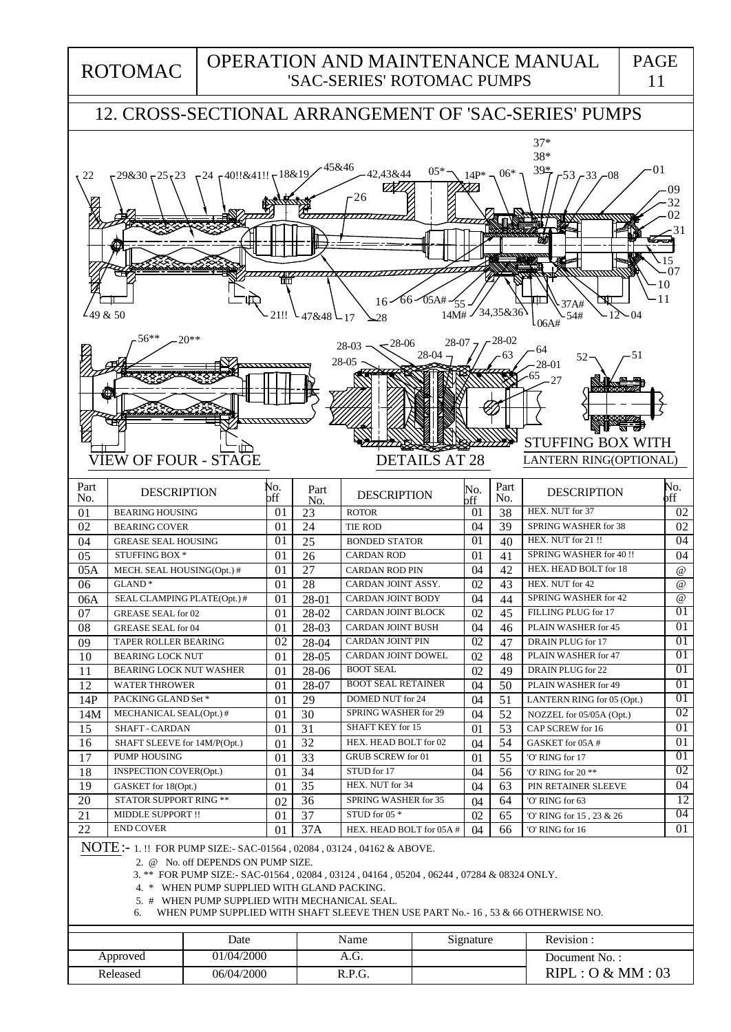## 12. CROSS-SECTIONAL ARRANGEMENT OF 'SAC-SERIES' PUMPS

VIEW OF FOUR - STAGE

DETAILS AT 28

STUFFING BOX WITH LANTERN RING(OPTIONAL)

| Part No. | DESCRIPTION | No. off | Part No. | DESCRIPTION | No. off | Part No. | DESCRIPTION | No. off |
|---|---|---|---|---|---|---|---|---|
| 01 | BEARING HOUSING | 01 | 23 | ROTOR | 01 | 38 | HEX. NUT for 37 | 02 |
| 02 | BEARING COVER | 01 | 24 | TIE ROD | 04 | 39 | SPRING WASHER for 38 | 02 |
| 04 | GREASE SEAL HOUSING | 01 | 25 | BONDED STATOR | 01 | 40 | HEX. NUT for 21 !! | 04 |
| 05 | STUFFING BOX * | 01 | 26 | CARDAN ROD | 01 | 41 | SPRING WASHER for 40 !! | 04 |
| 05A | MECH. SEAL HOUSING(Opt.) # | 01 | 27 | CARDAN ROD PIN | 04 | 42 | HEX. HEAD BOLT for 18 | @ |
| 06 | GLAND * | 01 | 28 | CARDAN JOINT ASSY. | 02 | 43 | HEX. NUT for 42 | @ |
| 06A | SEAL CLAMPING PLATE(Opt.) # | 01 | 28-01 | CARDAN JOINT BODY | 04 | 44 | SPRING WASHER for 42 | @ |
| 07 | GREASE SEAL for 02 | 01 | 28-02 | CARDAN JOINT BLOCK | 02 | 45 | FILLING PLUG for 17 | 01 |
| 08 | GREASE SEAL for 04 | 01 | 28-03 | CARDAN JOINT BUSH | 04 | 46 | PLAIN WASHER for 45 | 01 |
| 09 | TAPER ROLLER BEARING | 02 | 28-04 | CARDAN JOINT PIN | 02 | 47 | DRAIN PLUG for 17 | 01 |
| 10 | BEARING LOCK NUT | 01 | 28-05 | CARDAN JOINT DOWEL | 02 | 48 | PLAIN WASHER for 47 | 01 |
| 11 | BEARING LOCK NUT WASHER | 01 | 28-06 | BOOT SEAL | 02 | 49 | DRAIN PLUG for 22 | 01 |
| 12 | WATER THROWER | 01 | 28-07 | BOOT SEAL RETAINER | 04 | 50 | PLAIN WASHER for 49 | 01 |
| 14P | PACKING GLAND Set * | 01 | 29 | DOMED NUT for 24 | 04 | 51 | LANTERN RING for 05 (Opt.) | 01 |
| 14M | MECHANICAL SEAL(Opt.) # | 01 | 30 | SPRING WASHER for 29 | 04 | 52 | NOZZEL for 05/05A (Opt.) | 02 |
| 15 | SHAFT - CARDAN | 01 | 31 | SHAFT KEY for 15 | 01 | 53 | CAP SCREW for 16 | 01 |
| 16 | SHAFT SLEEVE for 14M/P(Opt.) | 01 | 32 | HEX. HEAD BOLT for 02 | 04 | 54 | GASKET for 05A # | 01 |
| 17 | PUMP HOUSING | 01 | 33 | GRUB SCREW for 01 | 01 | 55 | 'O' RING for 17 | 01 |
| 18 | INSPECTION COVER(Opt.) | 01 | 34 | STUD for 17 | 04 | 56 | 'O' RING for 20 ** | 02 |
| 19 | GASKET for 18(Opt.) | 01 | 35 | HEX. NUT for 34 | 04 | 63 | PIN RETAINER SLEEVE | 04 |
| 20 | STATOR SUPPORT RING ** | 02 | 36 | SPRING WASHER for 35 | 04 | 64 | 'O' RING for 63 | 12 |
| 21 | MIDDLE SUPPORT !! | 01 | 37 | STUD for 05 * | 02 | 65 | 'O' RING for 15 , 23 & 26 | 04 |
| 22 | END COVER | 01 | 37A | HEX. HEAD BOLT for 05A # | 04 | 66 | 'O' RING for 16 | 01 |

NOTE :-
1. !! FOR PUMP SIZE:- SAC-01564 , 02084 , 03124 , 04162 & ABOVE.
2. @ No. off DEPENDS ON PUMP SIZE.
3. ** FOR PUMP SIZE:- SAC-01564 , 02084 , 03124 , 04164 , 05204 , 06244 , 07284 & 08324 ONLY.
4. * WHEN PUMP SUPPLIED WITH GLAND PACKING.
5. # WHEN PUMP SUPPLIED WITH MECHANICAL SEAL.
6. WHEN PUMP SUPPLIED WITH SHAFT SLEEVE THEN USE PART No.- 16 , 53 & 66 OTHERWISE NO.

| | Date | Name | Signature | Revision : |
|---|---|---|---|---|
| Approved | 01/04/2000 | A.G. | | Document No. : |
| Released | 06/04/2000 | R.P.G. | | RIPL : O & MM : 03 |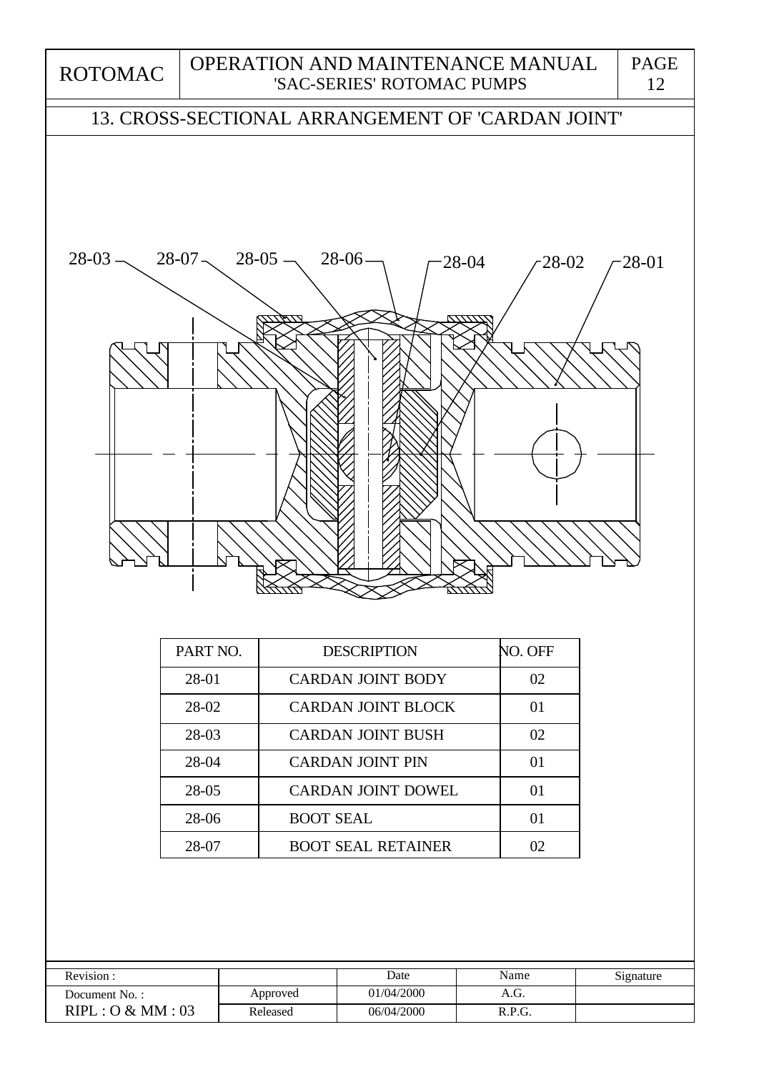## 13. CROSS-SECTIONAL ARRANGEMENT OF 'CARDAN JOINT'

28-03 28-07 28-05 28-06 28-04 28-02 28-01

| PART NO. | DESCRIPTION | NO. OFF |
|---|---|---|
| 28-01 | CARDAN JOINT BODY | 02 |
| 28-02 | CARDAN JOINT BLOCK | 01 |
| 28-03 | CARDAN JOINT BUSH | 02 |
| 28-04 | CARDAN JOINT PIN | 01 |
| 28-05 | CARDAN JOINT DOWEL | 01 |
| 28-06 | BOOT SEAL | 01 |
| 28-07 | BOOT SEAL RETAINER | 02 |

| Revision : | | Date | Name | Signature |
|---|---|---|---|---|
| Document No. : | Approved | 01/04/2000 | A.G. | |
| RIPL : O & MM : 03 | Released | 06/04/2000 | R.P.G. | |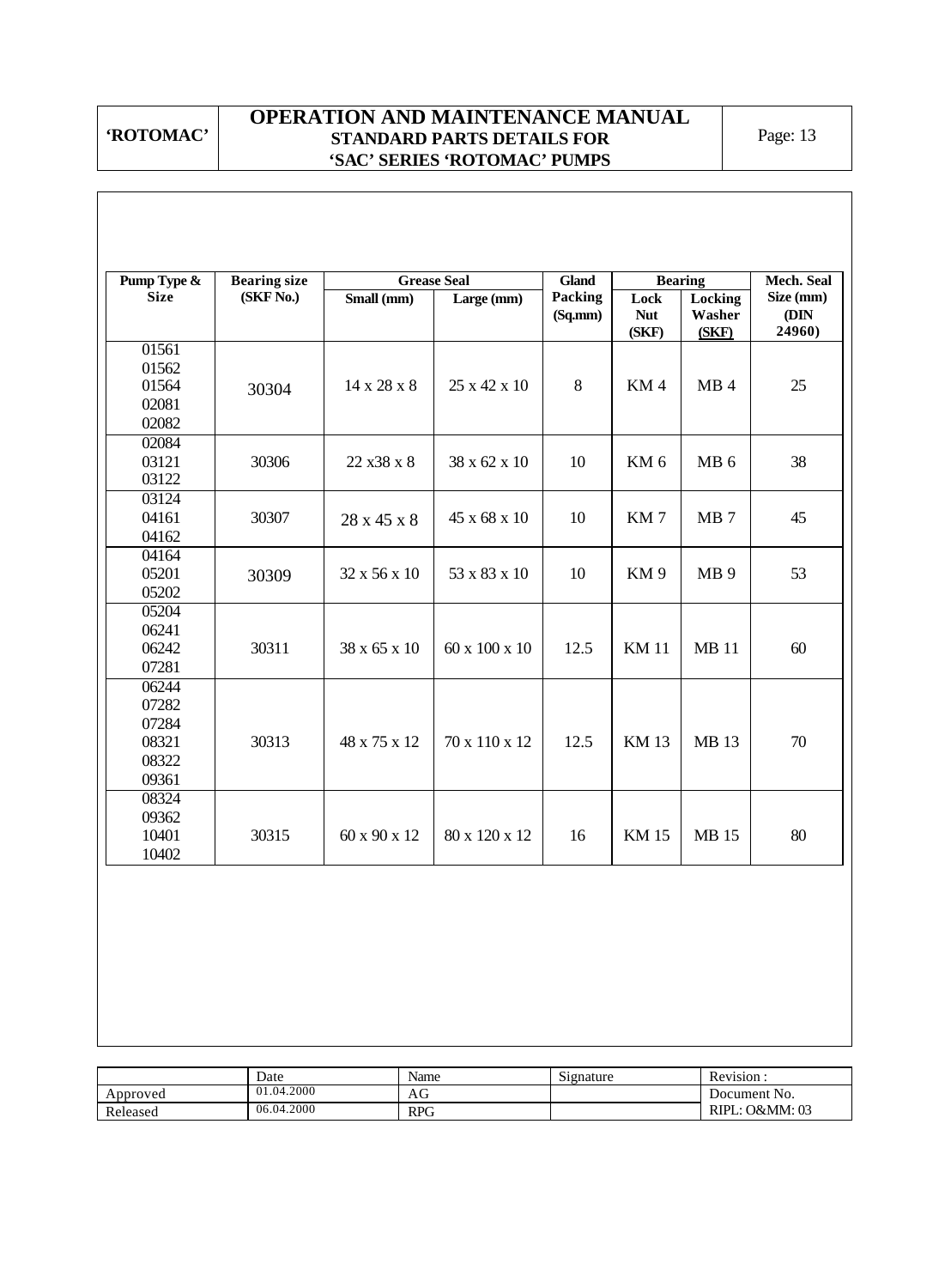| Pump Type & Size | Bearing size (SKF No.) | Grease Seal | | Gland Packing (Sq.mm) | Bearing | | Mech. Seal Size (mm) (DIN 24960) |
|---|---|---|---|---|---|---|---|
| | | Small (mm) | Large (mm) | | Lock Nut (SKF) | Locking Washer (SKF) | |
| 01561<br>01562<br>01564<br>02081<br>02082 | 30304 | 14 x 28 x 8 | 25 x 42 x 10 | 8 | KM 4 | MB 4 | 25 |
| 02084<br>03121<br>03122 | 30306 | 22 x38 x 8 | 38 x 62 x 10 | 10 | KM 6 | MB 6 | 38 |
| 03124<br>04161<br>04162 | 30307 | 28 x 45 x 8 | 45 x 68 x 10 | 10 | KM 7 | MB 7 | 45 |
| 04164<br>05201<br>05202 | 30309 | 32 x 56 x 10 | 53 x 83 x 10 | 10 | KM 9 | MB 9 | 53 |
| 05204<br>06241<br>06242<br>07281 | 30311 | 38 x 65 x 10 | 60 x 100 x 10 | 12.5 | KM 11 | MB 11 | 60 |
| 06244<br>07282<br>07284<br>08321<br>08322<br>09361 | 30313 | 48 x 75 x 12 | 70 x 110 x 12 | 12.5 | KM 13 | MB 13 | 70 |
| 08324<br>09362<br>10401<br>10402 | 30315 | 60 x 90 x 12 | 80 x 120 x 12 | 16 | KM 15 | MB 15 | 80 |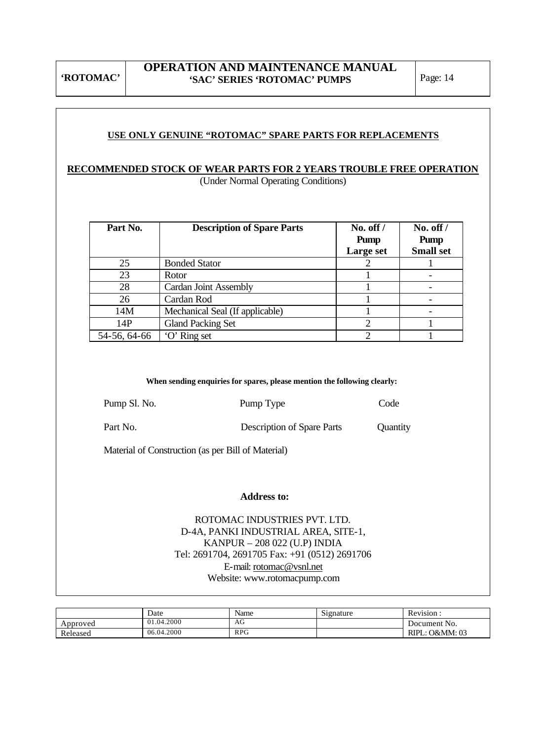**USE ONLY GENUINE "ROTOMAC" SPARE PARTS FOR REPLACEMENTS**

**RECOMMENDED STOCK OF WEAR PARTS FOR 2 YEARS TROUBLE FREE OPERATION**

(Under Normal Operating Conditions)

| Part No. | Description of Spare Parts | No. off / Pump Large set | No. off / Pump Small set |
|---|---|---|---|
| 25 | Bonded Stator | 2 | 1 |
| 23 | Rotor | 1 | - |
| 28 | Cardan Joint Assembly | 1 | - |
| 26 | Cardan Rod | 1 | - |
| 14M | Mechanical Seal (If applicable) | 1 | - |
| 14P | Gland Packing Set | 2 | 1 |
| 54-56, 64-66 | 'O' Ring set | 2 | 1 |

**When sending enquiries for spares, please mention the following clearly:**

Pump Sl. No. Pump Type Code

Part No. Description of Spare Parts Quantity

Material of Construction (as per Bill of Material)

**Address to:**

ROTOMAC INDUSTRIES PVT. LTD.
D-4A, PANKI INDUSTRIAL AREA, SITE-1,
KANPUR – 208 022 (U.P) INDIA
Tel: 2691704, 2691705 Fax: +91 (0512) 2691706
E-mail: rotomac@vsnl.net
Website: www.rotomacpump.com

| | Date | Name | Signature | Revision : |
|---|---|---|---|---|
| Approved | 01.04.2000 | AG | | Document No. |
| Released | 06.04.2000 | RPG | | RIPL: O&MM: 03 |